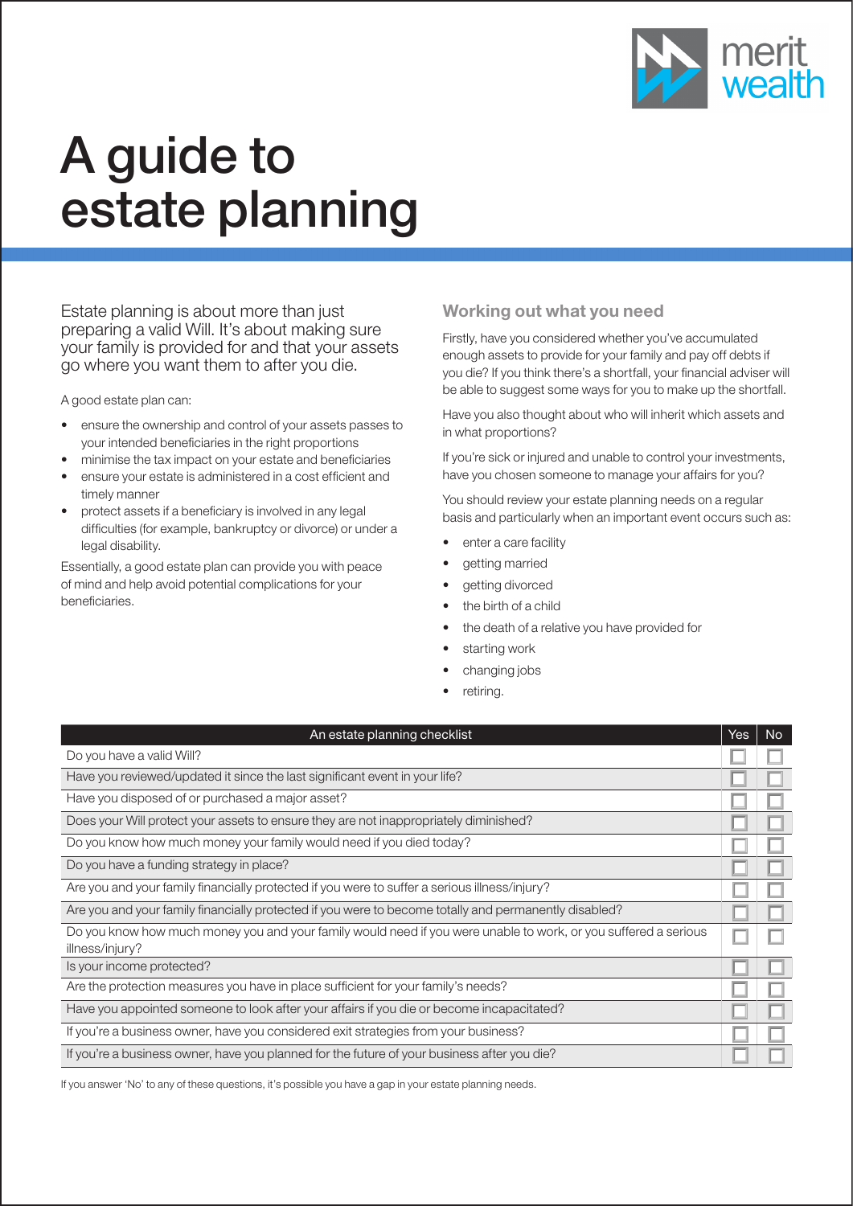merit wealth

# A guide to estate planning

Estate planning is about more than just preparing a valid Will. It's about making sure your family is provided for and that your assets go where you want them to after you die.

A good estate plan can:

- ensure the ownership and control of your assets passes to your intended beneficiaries in the right proportions
- minimise the tax impact on your estate and beneficiaries
- ensure your estate is administered in a cost efficient and timely manner
- protect assets if a beneficiary is involved in any legal difficulties (for example, bankruptcy or divorce) or under a legal disability.

Essentially, a good estate plan can provide you with peace of mind and help avoid potential complications for your beneficiaries.

## Working out what you need

Firstly, have you considered whether you've accumulated enough assets to provide for your family and pay off debts if you die? If you think there's a shortfall, your financial adviser will be able to suggest some ways for you to make up the shortfall.

Have you also thought about who will inherit which assets and in what proportions?

If you're sick or injured and unable to control your investments, have you chosen someone to manage your affairs for you?

You should review your estate planning needs on a regular basis and particularly when an important event occurs such as:

- enter a care facility
- getting married
- getting divorced
- the birth of a child
- the death of a relative you have provided for
- starting work
- changing jobs
- retiring.

| An estate planning checklist | Yes | No |
|---|---|---|
| Do you have a valid Will? | ☐ | ☐ |
| Have you reviewed/updated it since the last significant event in your life? | ☐ | ☐ |
| Have you disposed of or purchased a major asset? | ☐ | ☐ |
| Does your Will protect your assets to ensure they are not inappropriately diminished? | ☐ | ☐ |
| Do you know how much money your family would need if you died today? | ☐ | ☐ |
| Do you have a funding strategy in place? | ☐ | ☐ |
| Are you and your family financially protected if you were to suffer a serious illness/injury? | ☐ | ☐ |
| Are you and your family financially protected if you were to become totally and permanently disabled? | ☐ | ☐ |
| Do you know how much money you and your family would need if you were unable to work, or you suffered a serious illness/injury? | ☐ | ☐ |
| Is your income protected? | ☐ | ☐ |
| Are the protection measures you have in place sufficient for your family's needs? | ☐ | ☐ |
| Have you appointed someone to look after your affairs if you die or become incapacitated? | ☐ | ☐ |
| If you're a business owner, have you considered exit strategies from your business? | ☐ | ☐ |
| If you're a business owner, have you planned for the future of your business after you die? | ☐ | ☐ |

If you answer 'No' to any of these questions, it's possible you have a gap in your estate planning needs.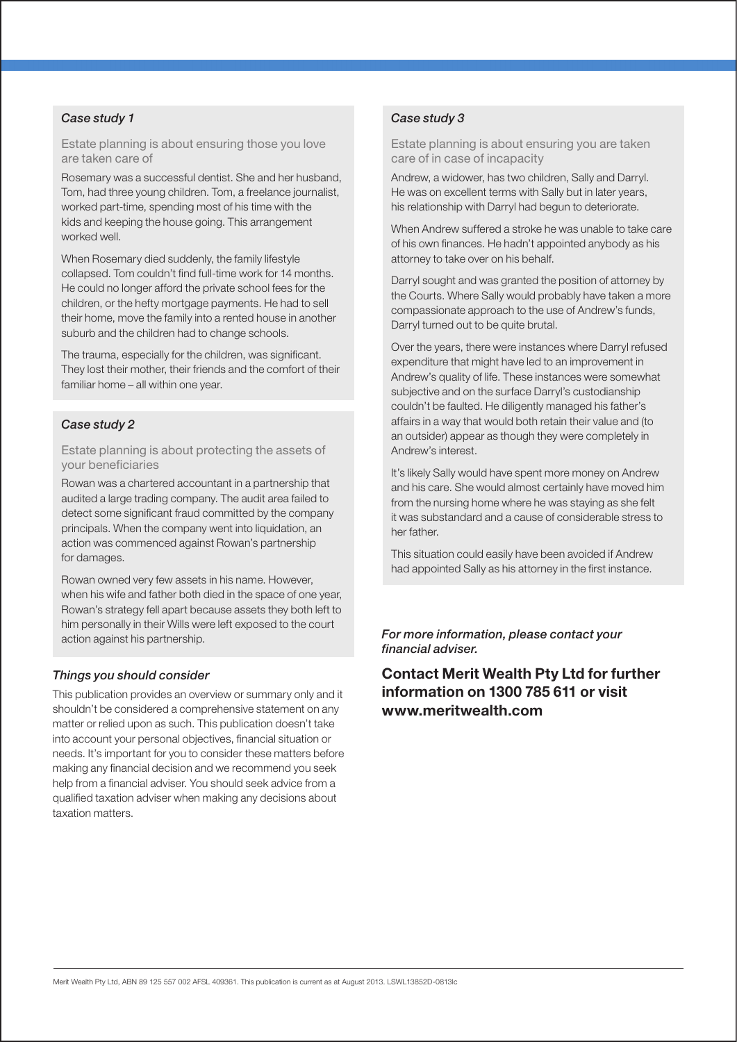### *Case study 1*

Estate planning is about ensuring those you love are taken care of

Rosemary was a successful dentist. She and her husband, Tom, had three young children. Tom, a freelance journalist, worked part-time, spending most of his time with the kids and keeping the house going. This arrangement worked well.

When Rosemary died suddenly, the family lifestyle collapsed. Tom couldn't find full-time work for 14 months. He could no longer afford the private school fees for the children, or the hefty mortgage payments. He had to sell their home, move the family into a rented house in another suburb and the children had to change schools.

The trauma, especially for the children, was significant. They lost their mother, their friends and the comfort of their familiar home – all within one year.

### *Case study 2*

Estate planning is about protecting the assets of your beneficiaries

Rowan was a chartered accountant in a partnership that audited a large trading company. The audit area failed to detect some significant fraud committed by the company principals. When the company went into liquidation, an action was commenced against Rowan's partnership for damages.

Rowan owned very few assets in his name. However, when his wife and father both died in the space of one year, Rowan's strategy fell apart because assets they both left to him personally in their Wills were left exposed to the court action against his partnership.

### *Things you should consider*

This publication provides an overview or summary only and it shouldn't be considered a comprehensive statement on any matter or relied upon as such. This publication doesn't take into account your personal objectives, financial situation or needs. It's important for you to consider these matters before making any financial decision and we recommend you seek help from a financial adviser. You should seek advice from a qualified taxation adviser when making any decisions about taxation matters.

### *Case study 3*

Estate planning is about ensuring you are taken care of in case of incapacity

Andrew, a widower, has two children, Sally and Darryl. He was on excellent terms with Sally but in later years, his relationship with Darryl had begun to deteriorate.

When Andrew suffered a stroke he was unable to take care of his own finances. He hadn't appointed anybody as his attorney to take over on his behalf.

Darryl sought and was granted the position of attorney by the Courts. Where Sally would probably have taken a more compassionate approach to the use of Andrew's funds, Darryl turned out to be quite brutal.

Over the years, there were instances where Darryl refused expenditure that might have led to an improvement in Andrew's quality of life. These instances were somewhat subjective and on the surface Darryl's custodianship couldn't be faulted. He diligently managed his father's affairs in a way that would both retain their value and (to an outsider) appear as though they were completely in Andrew's interest.

It's likely Sally would have spent more money on Andrew and his care. She would almost certainly have moved him from the nursing home where he was staying as she felt it was substandard and a cause of considerable stress to her father.

This situation could easily have been avoided if Andrew had appointed Sally as his attorney in the first instance.

*For more information, please contact your financial adviser.*

**Contact Merit Wealth Pty Ltd for further information on 1300 785 611 or visit www.meritwealth.com**

Merit Wealth Pty Ltd, ABN 89 125 557 002 AFSL 409361. This publication is current as at August 2013. LSWL13852D-0813lc